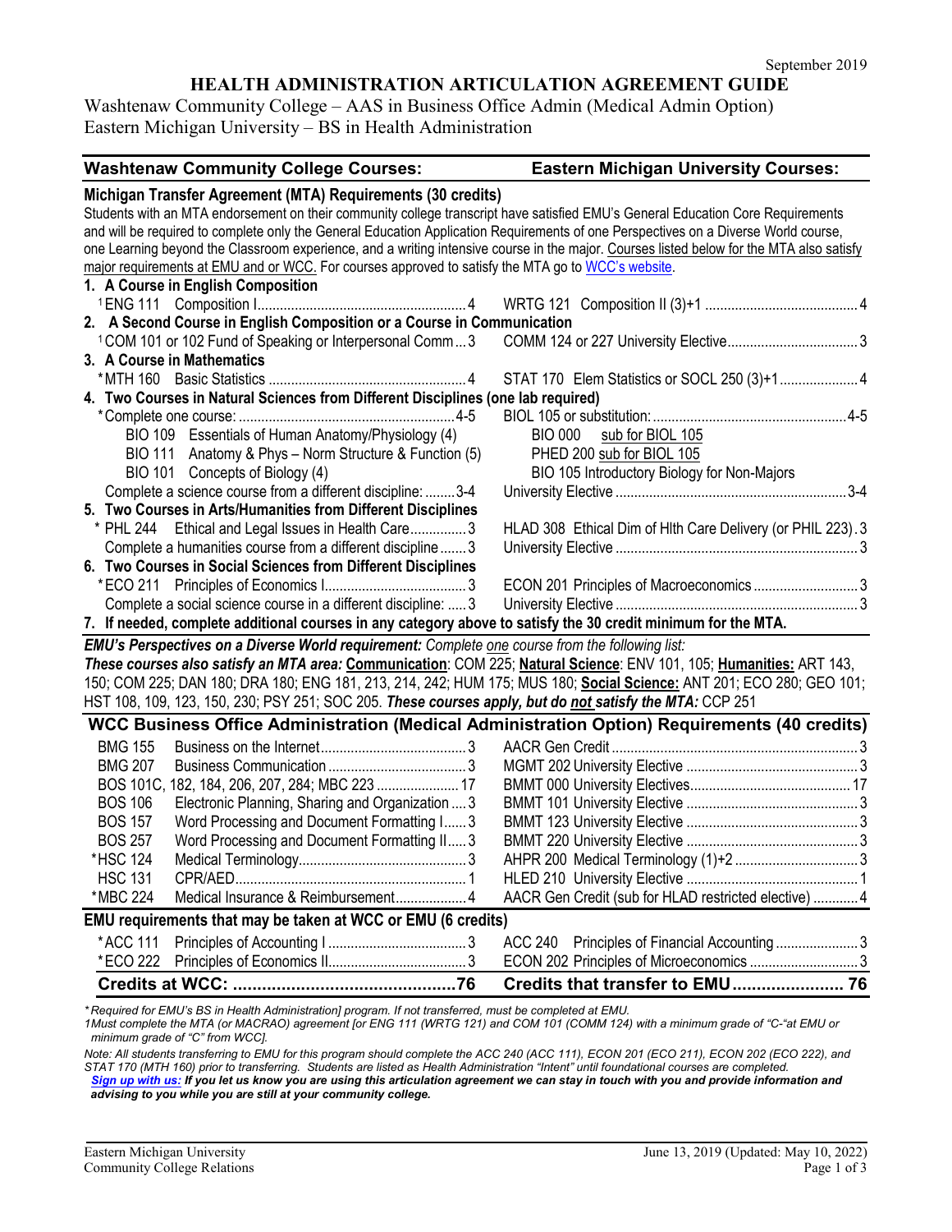September 2019

# HEALTH ADMINISTRATION ARTICULATION AGREEMENT GUIDE

Washtenaw Community College – AAS in Business Office Admin (Medical Admin Option)
Eastern Michigan University – BS in Health Administration

| Washtenaw Community College Courses: | Eastern Michigan University Courses: |
|---|---|
| **Michigan Transfer Agreement (MTA) Requirements (30 credits)** | |
| Students with an MTA endorsement on their community college transcript have satisfied EMU's General Education Core Requirements and will be required to complete only the General Education Application Requirements of one Perspectives on a Diverse World course, one Learning beyond the Classroom experience, and a writing intensive course in the major. Courses listed below for the MTA also satisfy major requirements at EMU and or WCC. For courses approved to satisfy the MTA go to WCC's website. | |
| **1. A Course in English Composition** | |
| [1]ENG 111 Composition I ........ 4 | WRTG 121 Composition II (3)+1 ........ 4 |
| **2. A Second Course in English Composition or a Course in Communication** | |
| [1]COM 101 or 102 Fund of Speaking or Interpersonal Comm ... 3 | COMM 124 or 227 University Elective ........ 3 |
| **3. A Course in Mathematics** | |
| *MTH 160 Basic Statistics ........ 4 | STAT 170 Elem Statistics or SOCL 250 (3)+1 ........ 4 |
| **4. Two Courses in Natural Sciences from Different Disciplines (one lab required)** | |
| *Complete one course: ........ 4-5 | BIOL 105 or substitution: ........ 4-5 |
| BIO 109 Essentials of Human Anatomy/Physiology (4) | BIO 000 sub for BIOL 105 |
| BIO 111 Anatomy & Phys – Norm Structure & Function (5) | PHED 200 sub for BIOL 105 |
| BIO 101 Concepts of Biology (4) | BIO 105 Introductory Biology for Non-Majors |
| Complete a science course from a different discipline: ........ 3-4 | University Elective ........ 3-4 |
| **5. Two Courses in Arts/Humanities from Different Disciplines** | |
| * PHL 244 Ethical and Legal Issues in Health Care ........ 3 | HLAD 308 Ethical Dim of Hlth Care Delivery (or PHIL 223) . 3 |
| Complete a humanities course from a different discipline ........ 3 | University Elective ........ 3 |
| **6. Two Courses in Social Sciences from Different Disciplines** | |
| *ECO 211 Principles of Economics I ........ 3 | ECON 201 Principles of Macroeconomics ........ 3 |
| Complete a social science course in a different discipline: ........ 3 | University Elective ........ 3 |
| **7. If needed, complete additional courses in any category above to satisfy the 30 credit minimum for the MTA.** | |

***EMU's Perspectives on a Diverse World requirement:*** *Complete one course from the following list:*
***These courses also satisfy an MTA area:*** **Communication**: COM 225; **Natural Science**: ENV 101, 105; **Humanities:** ART 143, 150; COM 225; DAN 180; DRA 180; ENG 181, 213, 214, 242; HUM 175; MUS 180; **Social Science:** ANT 201; ECO 280; GEO 101; HST 108, 109, 123, 150, 230; PSY 251; SOC 205. ***These courses apply, but do not satisfy the MTA:*** CCP 251

| **WCC Business Office Administration (Medical Administration Option) Requirements (40 credits)** | |
|---|---|
| BMG 155 Business on the Internet ........ 3 | AACR Gen Credit ........ 3 |
| BMG 207 Business Communication ........ 3 | MGMT 202 University Elective ........ 3 |
| BOS 101C, 182, 184, 206, 207, 284; MBC 223 ........ 17 | BMMT 000 University Electives ........ 17 |
| BOS 106 Electronic Planning, Sharing and Organization ........ 3 | BMMT 101 University Elective ........ 3 |
| BOS 157 Word Processing and Document Formatting I ........ 3 | BMMT 123 University Elective ........ 3 |
| BOS 257 Word Processing and Document Formatting II ........ 3 | BMMT 220 University Elective ........ 3 |
| *HSC 124 Medical Terminology ........ 3 | AHPR 200 Medical Terminology (1)+2 ........ 3 |
| HSC 131 CPR/AED ........ 1 | HLED 210 University Elective ........ 1 |
| *MBC 224 Medical Insurance & Reimbursement ........ 4 | AACR Gen Credit (sub for HLAD restricted elective) ........ 4 |
| **EMU requirements that may be taken at WCC or EMU (6 credits)** | |
| *ACC 111 Principles of Accounting I ........ 3 | ACC 240 Principles of Financial Accounting ........ 3 |
| *ECO 222 Principles of Economics II ........ 3 | ECON 202 Principles of Microeconomics ........ 3 |
| **Credits at WCC: ........ 76** | **Credits that transfer to EMU ........ 76** |

*\* Required for EMU's BS in Health Administration] program. If not transferred, must be completed at EMU.*
*1Must complete the MTA (or MACRAO) agreement [or ENG 111 (WRTG 121) and COM 101 (COMM 124) with a minimum grade of "C-"at EMU or minimum grade of "C" from WCC].*

*Note: All students transferring to EMU for this program should complete the ACC 240 (ACC 111), ECON 201 (ECO 211), ECON 202 (ECO 222), and STAT 170 (MTH 160) prior to transferring. Students are listed as Health Administration "Intent" until foundational courses are completed.*
***Sign up with us:** If you let us know you are using this articulation agreement we can stay in touch with you and provide information and advising to you while you are still at your community college.*

Eastern Michigan University
Community College Relations

June 13, 2019 (Updated: May 10, 2022)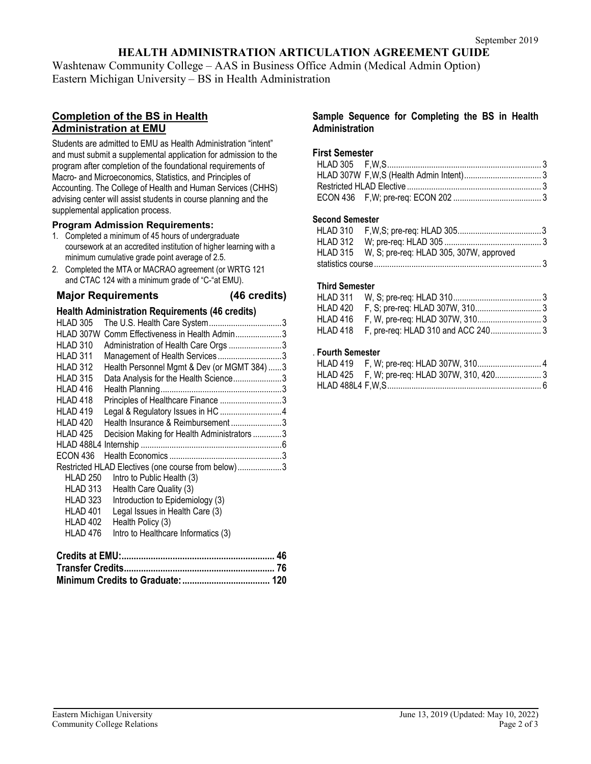September 2019

# HEALTH ADMINISTRATION ARTICULATION AGREEMENT GUIDE

Washtenaw Community College – AAS in Business Office Admin (Medical Admin Option)
Eastern Michigan University – BS in Health Administration

## Completion of the BS in Health Administration at EMU

Students are admitted to EMU as Health Administration "intent" and must submit a supplemental application for admission to the program after completion of the foundational requirements of Macro- and Microeconomics, Statistics, and Principles of Accounting. The College of Health and Human Services (CHHS) advising center will assist students in course planning and the supplemental application process.

### Program Admission Requirements:

1. Completed a minimum of 45 hours of undergraduate coursework at an accredited institution of higher learning with a minimum cumulative grade point average of 2.5.
2. Completed the MTA or MACRAO agreement (or WRTG 121 and CTAC 124 with a minimum grade of "C-"at EMU).

### Major Requirements (46 credits)

**Health Administration Requirements (46 credits)**

| Course | Title | Credits |
|---|---|---|
| HLAD 305 | The U.S. Health Care System | 3 |
| HLAD 307W | Comm Effectiveness in Health Admin | 3 |
| HLAD 310 | Administration of Health Care Orgs | 3 |
| HLAD 311 | Management of Health Services | 3 |
| HLAD 312 | Health Personnel Mgmt & Dev (or MGMT 384) | 3 |
| HLAD 315 | Data Analysis for the Health Science | 3 |
| HLAD 416 | Health Planning | 3 |
| HLAD 418 | Principles of Healthcare Finance | 3 |
| HLAD 419 | Legal & Regulatory Issues in HC | 4 |
| HLAD 420 | Health Insurance & Reimbursement | 3 |
| HLAD 425 | Decision Making for Health Administrators | 3 |
| HLAD 488L4 | Internship | 6 |
| ECON 436 | Health Economics | 3 |
| Restricted HLAD Electives (one course from below) | | 3 |

- HLAD 250 Intro to Public Health (3)
- HLAD 313 Health Care Quality (3)
- HLAD 323 Introduction to Epidemiology (3)
- HLAD 401 Legal Issues in Health Care (3)
- HLAD 402 Health Policy (3)
- HLAD 476 Intro to Healthcare Informatics (3)

**Credits at EMU: 46**
**Transfer Credits: 76**
**Minimum Credits to Graduate: 120**

## Sample Sequence for Completing the BS in Health Administration

### First Semester

| Course | Details | Credits |
|---|---|---|
| HLAD 305 | F,W,S | 3 |
| HLAD 307W | F,W,S (Health Admin Intent) | 3 |
| Restricted HLAD Elective | | 3 |
| ECON 436 | F,W; pre-req: ECON 202 | 3 |

### Second Semester

| Course | Details | Credits |
|---|---|---|
| HLAD 310 | F,W,S; pre-req: HLAD 305 | 3 |
| HLAD 312 | W; pre-req: HLAD 305 | 3 |
| HLAD 315 | W, S; pre-req: HLAD 305, 307W, approved statistics course | 3 |

### Third Semester

| Course | Details | Credits |
|---|---|---|
| HLAD 311 | W, S; pre-req: HLAD 310 | 3 |
| HLAD 420 | F, S; pre-req: HLAD 307W, 310 | 3 |
| HLAD 416 | F, W, pre-req: HLAD 307W, 310 | 3 |
| HLAD 418 | F, pre-req: HLAD 310 and ACC 240 | 3 |

### Fourth Semester

| Course | Details | Credits |
|---|---|---|
| HLAD 419 | F, W; pre-req: HLAD 307W, 310 | 4 |
| HLAD 425 | F, W; pre-req: HLAD 307W, 310, 420 | 3 |
| HLAD 488L4 | F,W,S | 6 |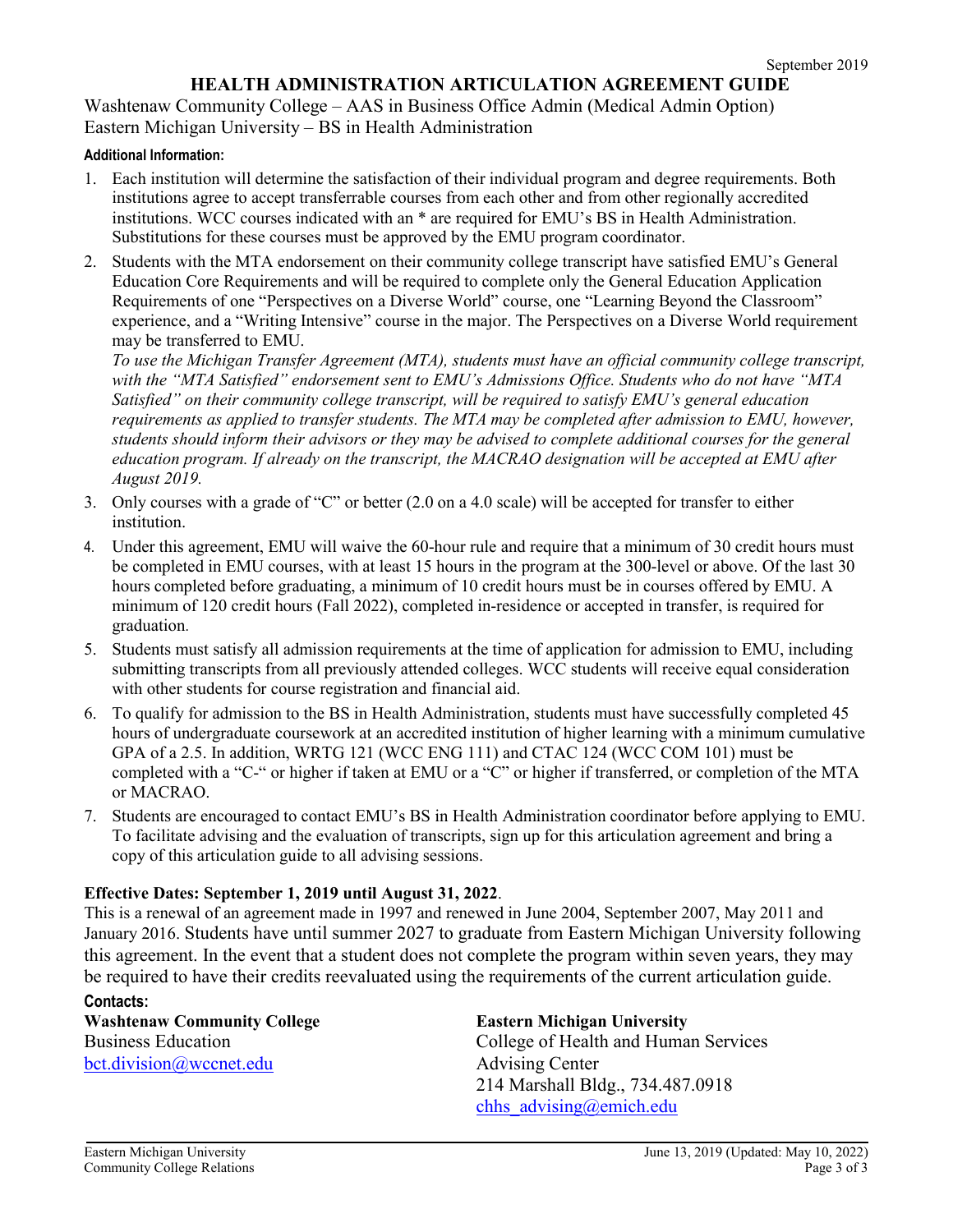September 2019

# HEALTH ADMINISTRATION ARTICULATION AGREEMENT GUIDE

Washtenaw Community College – AAS in Business Office Admin (Medical Admin Option)
Eastern Michigan University – BS in Health Administration

**Additional Information:**

1. Each institution will determine the satisfaction of their individual program and degree requirements. Both institutions agree to accept transferrable courses from each other and from other regionally accredited institutions. WCC courses indicated with an * are required for EMU's BS in Health Administration. Substitutions for these courses must be approved by the EMU program coordinator.
2. Students with the MTA endorsement on their community college transcript have satisfied EMU's General Education Core Requirements and will be required to complete only the General Education Application Requirements of one "Perspectives on a Diverse World" course, one "Learning Beyond the Classroom" experience, and a "Writing Intensive" course in the major. The Perspectives on a Diverse World requirement may be transferred to EMU.
   *To use the Michigan Transfer Agreement (MTA), students must have an official community college transcript, with the "MTA Satisfied" endorsement sent to EMU's Admissions Office. Students who do not have "MTA Satisfied" on their community college transcript, will be required to satisfy EMU's general education requirements as applied to transfer students. The MTA may be completed after admission to EMU, however, students should inform their advisors or they may be advised to complete additional courses for the general education program. If already on the transcript, the MACRAO designation will be accepted at EMU after August 2019.*
3. Only courses with a grade of "C" or better (2.0 on a 4.0 scale) will be accepted for transfer to either institution.
4. Under this agreement, EMU will waive the 60-hour rule and require that a minimum of 30 credit hours must be completed in EMU courses, with at least 15 hours in the program at the 300-level or above. Of the last 30 hours completed before graduating, a minimum of 10 credit hours must be in courses offered by EMU. A minimum of 120 credit hours (Fall 2022), completed in-residence or accepted in transfer, is required for graduation.
5. Students must satisfy all admission requirements at the time of application for admission to EMU, including submitting transcripts from all previously attended colleges. WCC students will receive equal consideration with other students for course registration and financial aid.
6. To qualify for admission to the BS in Health Administration, students must have successfully completed 45 hours of undergraduate coursework at an accredited institution of higher learning with a minimum cumulative GPA of a 2.5. In addition, WRTG 121 (WCC ENG 111) and CTAC 124 (WCC COM 101) must be completed with a "C-" or higher if taken at EMU or a "C" or higher if transferred, or completion of the MTA or MACRAO.
7. Students are encouraged to contact EMU's BS in Health Administration coordinator before applying to EMU. To facilitate advising and the evaluation of transcripts, sign up for this articulation agreement and bring a copy of this articulation guide to all advising sessions.

**Effective Dates: September 1, 2019 until August 31, 2022**.

This is a renewal of an agreement made in 1997 and renewed in June 2004, September 2007, May 2011 and January 2016. Students have until summer 2027 to graduate from Eastern Michigan University following this agreement. In the event that a student does not complete the program within seven years, they may be required to have their credits reevaluated using the requirements of the current articulation guide.

**Contacts:**

**Washtenaw Community College**
Business Education
bct.division@wccnet.edu

**Eastern Michigan University**
College of Health and Human Services
Advising Center
214 Marshall Bldg., 734.487.0918
chhs_advising@emich.edu

Eastern Michigan University
Community College Relations

June 13, 2019 (Updated: May 10, 2022)